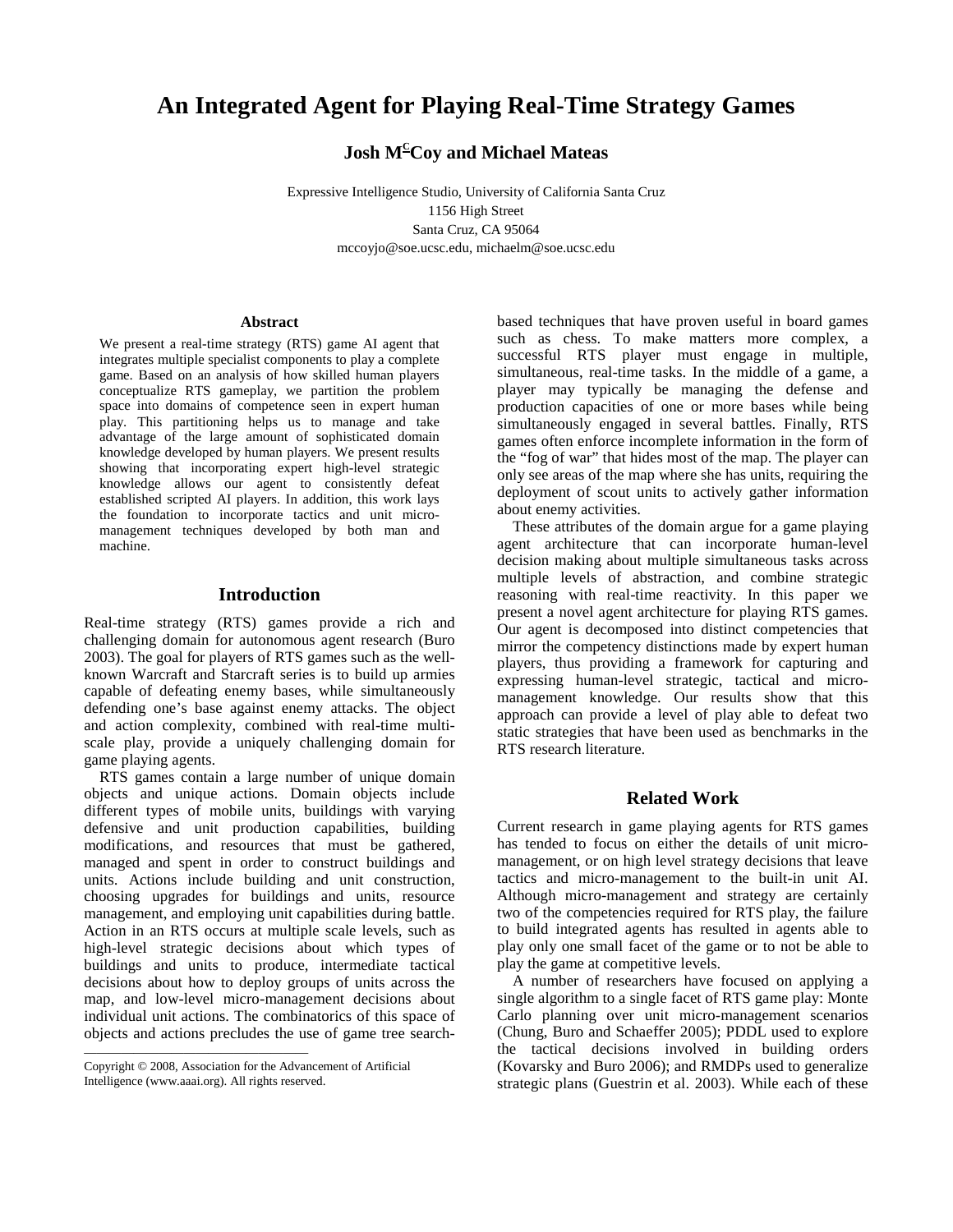# An Integrated Agent for Playing Real-Time Strategy Games

**Josh McCoy and Michael Mateas**

Expressive Intelligence Studio, University of California Santa Cruz
1156 High Street
Santa Cruz, CA 95064
mccoyjo@soe.ucsc.edu, michaelm@soe.ucsc.edu

### Abstract

We present a real-time strategy (RTS) game AI agent that integrates multiple specialist components to play a complete game. Based on an analysis of how skilled human players conceptualize RTS gameplay, we partition the problem space into domains of competence seen in expert human play. This partitioning helps us to manage and take advantage of the large amount of sophisticated domain knowledge developed by human players. We present results showing that incorporating expert high-level strategic knowledge allows our agent to consistently defeat established scripted AI players. In addition, this work lays the foundation to incorporate tactics and unit micro-management techniques developed by both man and machine.

## Introduction

Real-time strategy (RTS) games provide a rich and challenging domain for autonomous agent research (Buro 2003). The goal for players of RTS games such as the well-known Warcraft and Starcraft series is to build up armies capable of defeating enemy bases, while simultaneously defending one's base against enemy attacks. The object and action complexity, combined with real-time multi-scale play, provide a uniquely challenging domain for game playing agents.

RTS games contain a large number of unique domain objects and unique actions. Domain objects include different types of mobile units, buildings with varying defensive and unit production capabilities, building modifications, and resources that must be gathered, managed and spent in order to construct buildings and units. Actions include building and unit construction, choosing upgrades for buildings and units, resource management, and employing unit capabilities during battle. Action in an RTS occurs at multiple scale levels, such as high-level strategic decisions about which types of buildings and units to produce, intermediate tactical decisions about how to deploy groups of units across the map, and low-level micro-management decisions about individual unit actions. The combinatorics of this space of objects and actions precludes the use of game tree search-based techniques that have proven useful in board games such as chess. To make matters more complex, a successful RTS player must engage in multiple, simultaneous, real-time tasks. In the middle of a game, a player may typically be managing the defense and production capacities of one or more bases while being simultaneously engaged in several battles. Finally, RTS games often enforce incomplete information in the form of the "fog of war" that hides most of the map. The player can only see areas of the map where she has units, requiring the deployment of scout units to actively gather information about enemy activities.

These attributes of the domain argue for a game playing agent architecture that can incorporate human-level decision making about multiple simultaneous tasks across multiple levels of abstraction, and combine strategic reasoning with real-time reactivity. In this paper we present a novel agent architecture for playing RTS games. Our agent is decomposed into distinct competencies that mirror the competency distinctions made by expert human players, thus providing a framework for capturing and expressing human-level strategic, tactical and micro-management knowledge. Our results show that this approach can provide a level of play able to defeat two static strategies that have been used as benchmarks in the RTS research literature.

## Related Work

Current research in game playing agents for RTS games has tended to focus on either the details of unit micro-management, or on high level strategy decisions that leave tactics and micro-management to the built-in unit AI. Although micro-management and strategy are certainly two of the competencies required for RTS play, the failure to build integrated agents has resulted in agents able to play only one small facet of the game or to not be able to play the game at competitive levels.

A number of researchers have focused on applying a single algorithm to a single facet of RTS game play: Monte Carlo planning over unit micro-management scenarios (Chung, Buro and Schaeffer 2005); PDDL used to explore the tactical decisions involved in building orders (Kovarsky and Buro 2006); and RMDPs used to generalize strategic plans (Guestrin et al. 2003). While each of these

Copyright © 2008, Association for the Advancement of Artificial Intelligence (www.aaai.org). All rights reserved.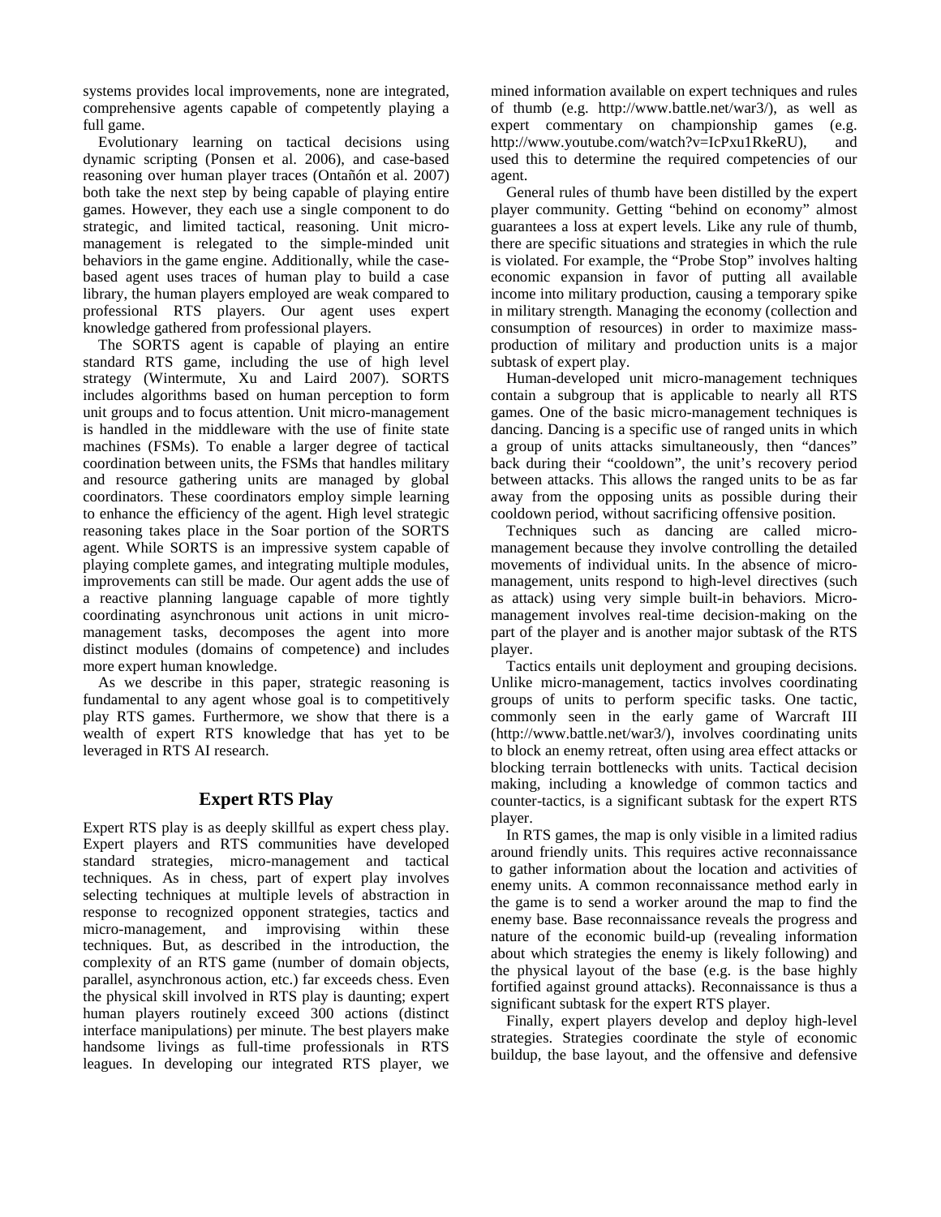systems provides local improvements, none are integrated, comprehensive agents capable of competently playing a full game.

Evolutionary learning on tactical decisions using dynamic scripting (Ponsen et al. 2006), and case-based reasoning over human player traces (Ontañón et al. 2007) both take the next step by being capable of playing entire games. However, they each use a single component to do strategic, and limited tactical, reasoning. Unit micro-management is relegated to the simple-minded unit behaviors in the game engine. Additionally, while the case-based agent uses traces of human play to build a case library, the human players employed are weak compared to professional RTS players. Our agent uses expert knowledge gathered from professional players.

The SORTS agent is capable of playing an entire standard RTS game, including the use of high level strategy (Wintermute, Xu and Laird 2007). SORTS includes algorithms based on human perception to form unit groups and to focus attention. Unit micro-management is handled in the middleware with the use of finite state machines (FSMs). To enable a larger degree of tactical coordination between units, the FSMs that handles military and resource gathering units are managed by global coordinators. These coordinators employ simple learning to enhance the efficiency of the agent. High level strategic reasoning takes place in the Soar portion of the SORTS agent. While SORTS is an impressive system capable of playing complete games, and integrating multiple modules, improvements can still be made. Our agent adds the use of a reactive planning language capable of more tightly coordinating asynchronous unit actions in unit micro-management tasks, decomposes the agent into more distinct modules (domains of competence) and includes more expert human knowledge.

As we describe in this paper, strategic reasoning is fundamental to any agent whose goal is to competitively play RTS games. Furthermore, we show that there is a wealth of expert RTS knowledge that has yet to be leveraged in RTS AI research.

## Expert RTS Play

Expert RTS play is as deeply skillful as expert chess play. Expert players and RTS communities have developed standard strategies, micro-management and tactical techniques. As in chess, part of expert play involves selecting techniques at multiple levels of abstraction in response to recognized opponent strategies, tactics and micro-management, and improvising within these techniques. But, as described in the introduction, the complexity of an RTS game (number of domain objects, parallel, asynchronous action, etc.) far exceeds chess. Even the physical skill involved in RTS play is daunting; expert human players routinely exceed 300 actions (distinct interface manipulations) per minute. The best players make handsome livings as full-time professionals in RTS leagues. In developing our integrated RTS player, we mined information available on expert techniques and rules of thumb (e.g. http://www.battle.net/war3/), as well as expert commentary on championship games (e.g. http://www.youtube.com/watch?v=IcPxu1RkeRU), and used this to determine the required competencies of our agent.

General rules of thumb have been distilled by the expert player community. Getting "behind on economy" almost guarantees a loss at expert levels. Like any rule of thumb, there are specific situations and strategies in which the rule is violated. For example, the "Probe Stop" involves halting economic expansion in favor of putting all available income into military production, causing a temporary spike in military strength. Managing the economy (collection and consumption of resources) in order to maximize mass-production of military and production units is a major subtask of expert play.

Human-developed unit micro-management techniques contain a subgroup that is applicable to nearly all RTS games. One of the basic micro-management techniques is dancing. Dancing is a specific use of ranged units in which a group of units attacks simultaneously, then "dances" back during their "cooldown", the unit's recovery period between attacks. This allows the ranged units to be as far away from the opposing units as possible during their cooldown period, without sacrificing offensive position.

Techniques such as dancing are called micro-management because they involve controlling the detailed movements of individual units. In the absence of micro-management, units respond to high-level directives (such as attack) using very simple built-in behaviors. Micro-management involves real-time decision-making on the part of the player and is another major subtask of the RTS player.

Tactics entails unit deployment and grouping decisions. Unlike micro-management, tactics involves coordinating groups of units to perform specific tasks. One tactic, commonly seen in the early game of Warcraft III (http://www.battle.net/war3/), involves coordinating units to block an enemy retreat, often using area effect attacks or blocking terrain bottlenecks with units. Tactical decision making, including a knowledge of common tactics and counter-tactics, is a significant subtask for the expert RTS player.

In RTS games, the map is only visible in a limited radius around friendly units. This requires active reconnaissance to gather information about the location and activities of enemy units. A common reconnaissance method early in the game is to send a worker around the map to find the enemy base. Base reconnaissance reveals the progress and nature of the economic build-up (revealing information about which strategies the enemy is likely following) and the physical layout of the base (e.g. is the base highly fortified against ground attacks). Reconnaissance is thus a significant subtask for the expert RTS player.

Finally, expert players develop and deploy high-level strategies. Strategies coordinate the style of economic buildup, the base layout, and the offensive and defensive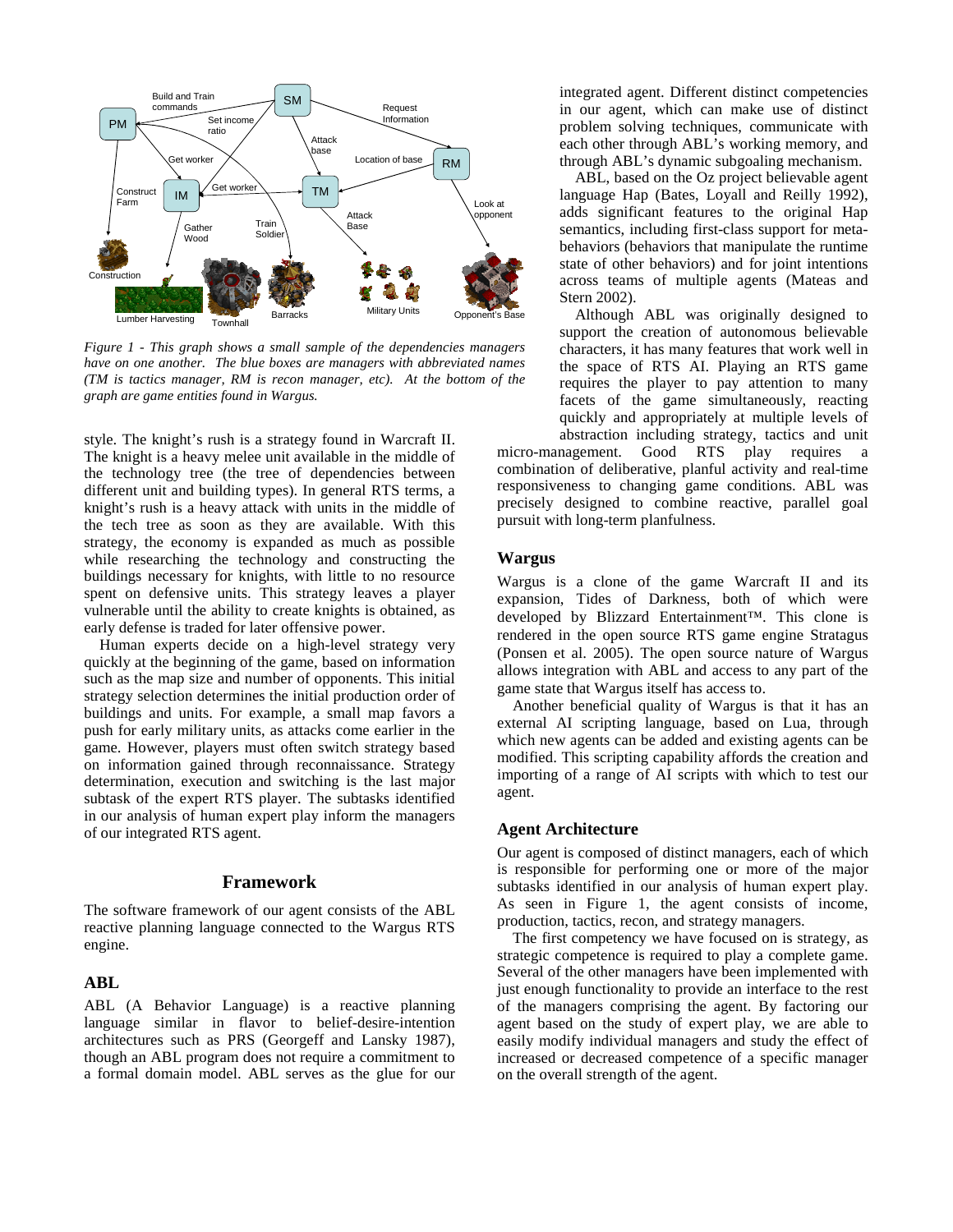*Figure 1 - This graph shows a small sample of the dependencies managers have on one another. The blue boxes are managers with abbreviated names (TM is tactics manager, RM is recon manager, etc). At the bottom of the graph are game entities found in Wargus.*

style. The knight's rush is a strategy found in Warcraft II. The knight is a heavy melee unit available in the middle of the technology tree (the tree of dependencies between different unit and building types). In general RTS terms, a knight's rush is a heavy attack with units in the middle of the tech tree as soon as they are available. With this strategy, the economy is expanded as much as possible while researching the technology and constructing the buildings necessary for knights, with little to no resource spent on defensive units. This strategy leaves a player vulnerable until the ability to create knights is obtained, as early defense is traded for later offensive power.

Human experts decide on a high-level strategy very quickly at the beginning of the game, based on information such as the map size and number of opponents. This initial strategy selection determines the initial production order of buildings and units. For example, a small map favors a push for early military units, as attacks come earlier in the game. However, players must often switch strategy based on information gained through reconnaissance. Strategy determination, execution and switching is the last major subtask of the expert RTS player. The subtasks identified in our analysis of human expert play inform the managers of our integrated RTS agent.

## Framework

The software framework of our agent consists of the ABL reactive planning language connected to the Wargus RTS engine.

### ABL

ABL (A Behavior Language) is a reactive planning language similar in flavor to belief-desire-intention architectures such as PRS (Georgeff and Lansky 1987), though an ABL program does not require a commitment to a formal domain model. ABL serves as the glue for our integrated agent. Different distinct competencies in our agent, which can make use of distinct problem solving techniques, communicate with each other through ABL's working memory, and through ABL's dynamic subgoaling mechanism.

ABL, based on the Oz project believable agent language Hap (Bates, Loyall and Reilly 1992), adds significant features to the original Hap semantics, including first-class support for meta-behaviors (behaviors that manipulate the runtime state of other behaviors) and for joint intentions across teams of multiple agents (Mateas and Stern 2002).

Although ABL was originally designed to support the creation of autonomous believable characters, it has many features that work well in the space of RTS AI. Playing an RTS game requires the player to pay attention to many facets of the game simultaneously, reacting quickly and appropriately at multiple levels of abstraction including strategy, tactics and unit micro-management. Good RTS play requires a combination of deliberative, planful activity and real-time responsiveness to changing game conditions. ABL was precisely designed to combine reactive, parallel goal pursuit with long-term planfulness.

### Wargus

Wargus is a clone of the game Warcraft II and its expansion, Tides of Darkness, both of which were developed by Blizzard Entertainment™. This clone is rendered in the open source RTS game engine Stratagus (Ponsen et al. 2005). The open source nature of Wargus allows integration with ABL and access to any part of the game state that Wargus itself has access to.

Another beneficial quality of Wargus is that it has an external AI scripting language, based on Lua, through which new agents can be added and existing agents can be modified. This scripting capability affords the creation and importing of a range of AI scripts with which to test our agent.

### Agent Architecture

Our agent is composed of distinct managers, each of which is responsible for performing one or more of the major subtasks identified in our analysis of human expert play. As seen in Figure 1, the agent consists of income, production, tactics, recon, and strategy managers.

The first competency we have focused on is strategy, as strategic competence is required to play a complete game. Several of the other managers have been implemented with just enough functionality to provide an interface to the rest of the managers comprising the agent. By factoring our agent based on the study of expert play, we are able to easily modify individual managers and study the effect of increased or decreased competence of a specific manager on the overall strength of the agent.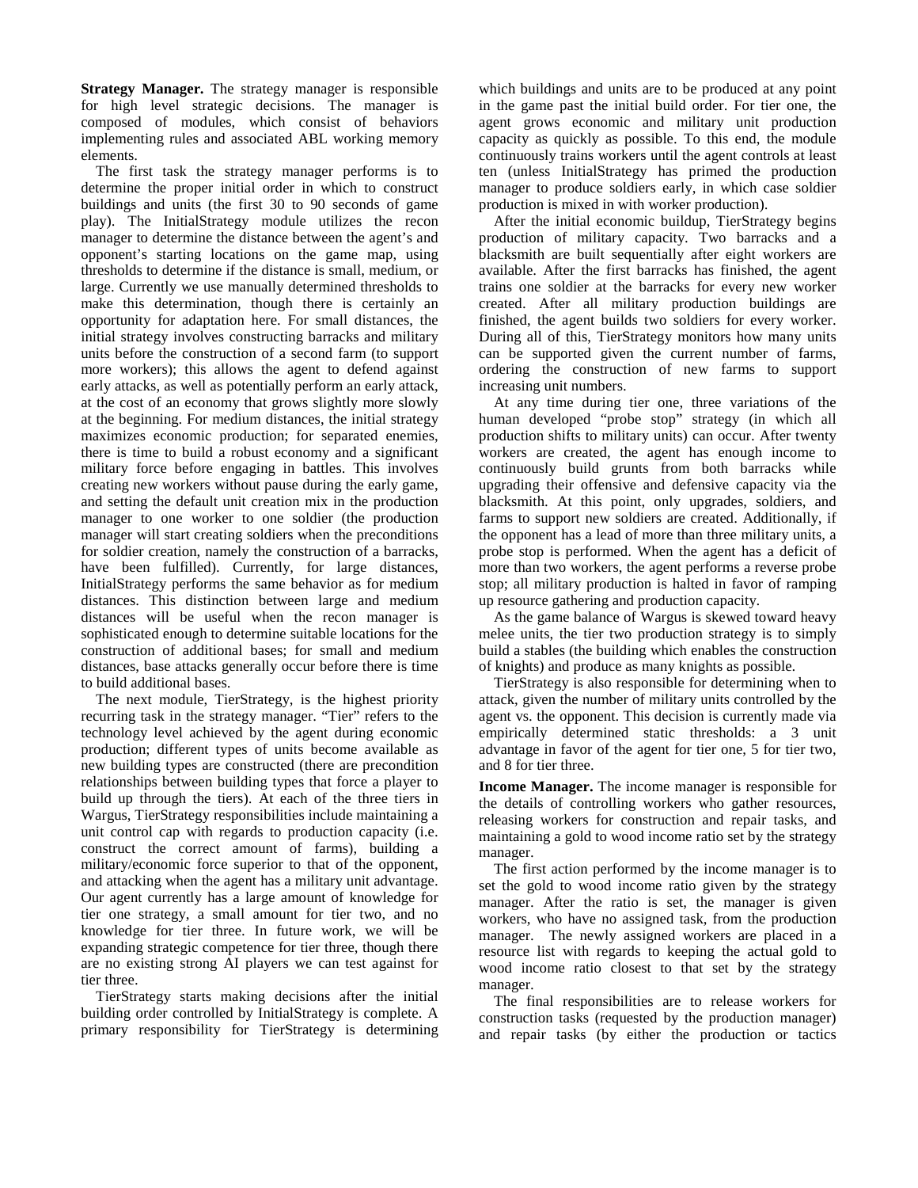**Strategy Manager.** The strategy manager is responsible for high level strategic decisions. The manager is composed of modules, which consist of behaviors implementing rules and associated ABL working memory elements.

The first task the strategy manager performs is to determine the proper initial order in which to construct buildings and units (the first 30 to 90 seconds of game play). The InitialStrategy module utilizes the recon manager to determine the distance between the agent's and opponent's starting locations on the game map, using thresholds to determine if the distance is small, medium, or large. Currently we use manually determined thresholds to make this determination, though there is certainly an opportunity for adaptation here. For small distances, the initial strategy involves constructing barracks and military units before the construction of a second farm (to support more workers); this allows the agent to defend against early attacks, as well as potentially perform an early attack, at the cost of an economy that grows slightly more slowly at the beginning. For medium distances, the initial strategy maximizes economic production; for separated enemies, there is time to build a robust economy and a significant military force before engaging in battles. This involves creating new workers without pause during the early game, and setting the default unit creation mix in the production manager to one worker to one soldier (the production manager will start creating soldiers when the preconditions for soldier creation, namely the construction of a barracks, have been fulfilled). Currently, for large distances, InitialStrategy performs the same behavior as for medium distances. This distinction between large and medium distances will be useful when the recon manager is sophisticated enough to determine suitable locations for the construction of additional bases; for small and medium distances, base attacks generally occur before there is time to build additional bases.

The next module, TierStrategy, is the highest priority recurring task in the strategy manager. "Tier" refers to the technology level achieved by the agent during economic production; different types of units become available as new building types are constructed (there are precondition relationships between building types that force a player to build up through the tiers). At each of the three tiers in Wargus, TierStrategy responsibilities include maintaining a unit control cap with regards to production capacity (i.e. construct the correct amount of farms), building a military/economic force superior to that of the opponent, and attacking when the agent has a military unit advantage. Our agent currently has a large amount of knowledge for tier one strategy, a small amount for tier two, and no knowledge for tier three. In future work, we will be expanding strategic competence for tier three, though there are no existing strong AI players we can test against for tier three.

TierStrategy starts making decisions after the initial building order controlled by InitialStrategy is complete. A primary responsibility for TierStrategy is determining which buildings and units are to be produced at any point in the game past the initial build order. For tier one, the agent grows economic and military unit production capacity as quickly as possible. To this end, the module continuously trains workers until the agent controls at least ten (unless InitialStrategy has primed the production manager to produce soldiers early, in which case soldier production is mixed in with worker production).

After the initial economic buildup, TierStrategy begins production of military capacity. Two barracks and a blacksmith are built sequentially after eight workers are available. After the first barracks has finished, the agent trains one soldier at the barracks for every new worker created. After all military production buildings are finished, the agent builds two soldiers for every worker. During all of this, TierStrategy monitors how many units can be supported given the current number of farms, ordering the construction of new farms to support increasing unit numbers.

At any time during tier one, three variations of the human developed "probe stop" strategy (in which all production shifts to military units) can occur. After twenty workers are created, the agent has enough income to continuously build grunts from both barracks while upgrading their offensive and defensive capacity via the blacksmith. At this point, only upgrades, soldiers, and farms to support new soldiers are created. Additionally, if the opponent has a lead of more than three military units, a probe stop is performed. When the agent has a deficit of more than two workers, the agent performs a reverse probe stop; all military production is halted in favor of ramping up resource gathering and production capacity.

As the game balance of Wargus is skewed toward heavy melee units, the tier two production strategy is to simply build a stables (the building which enables the construction of knights) and produce as many knights as possible.

TierStrategy is also responsible for determining when to attack, given the number of military units controlled by the agent vs. the opponent. This decision is currently made via empirically determined static thresholds: a 3 unit advantage in favor of the agent for tier one, 5 for tier two, and 8 for tier three.

**Income Manager.** The income manager is responsible for the details of controlling workers who gather resources, releasing workers for construction and repair tasks, and maintaining a gold to wood income ratio set by the strategy manager.

The first action performed by the income manager is to set the gold to wood income ratio given by the strategy manager. After the ratio is set, the manager is given workers, who have no assigned task, from the production manager. The newly assigned workers are placed in a resource list with regards to keeping the actual gold to wood income ratio closest to that set by the strategy manager.

The final responsibilities are to release workers for construction tasks (requested by the production manager) and repair tasks (by either the production or tactics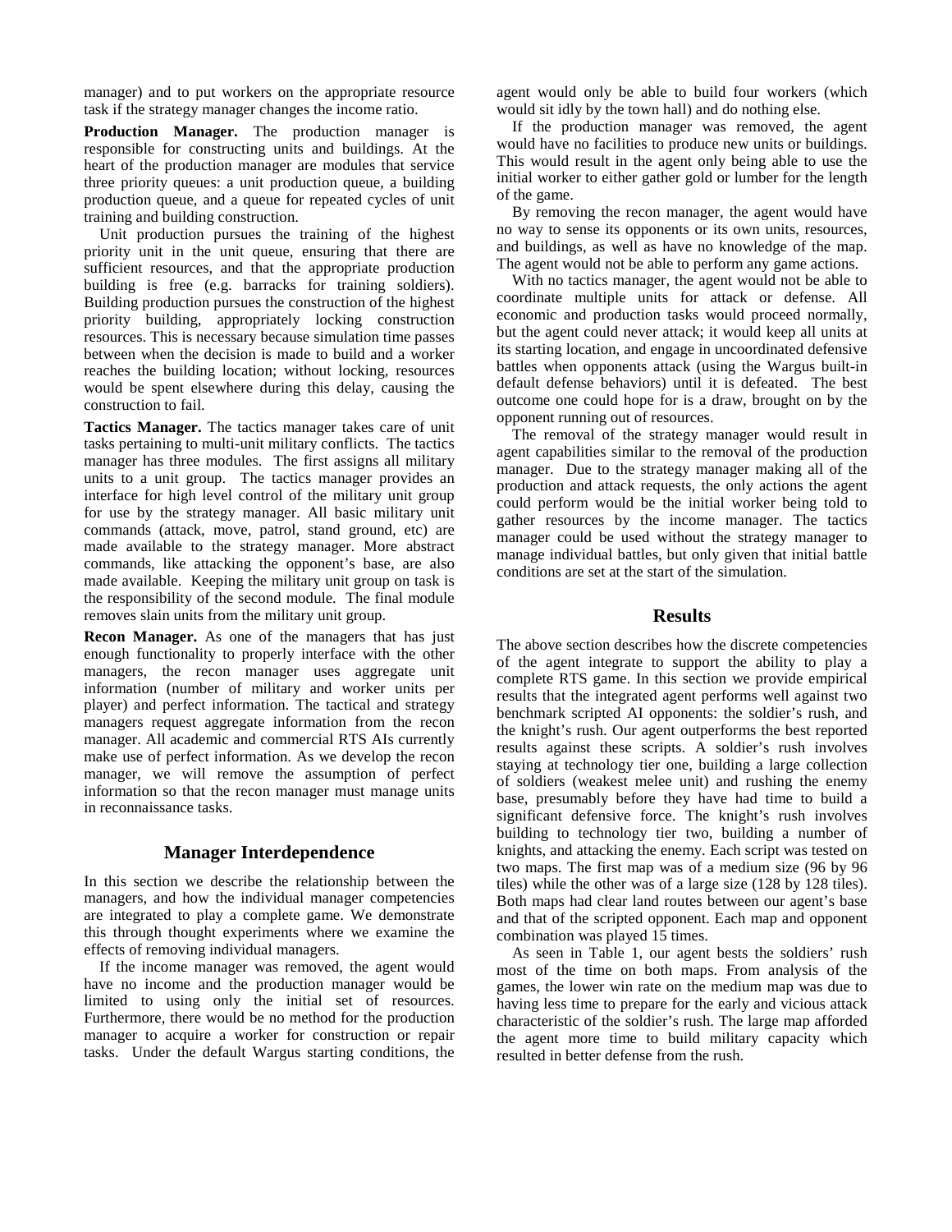manager) and to put workers on the appropriate resource task if the strategy manager changes the income ratio.

**Production Manager.** The production manager is responsible for constructing units and buildings. At the heart of the production manager are modules that service three priority queues: a unit production queue, a building production queue, and a queue for repeated cycles of unit training and building construction.

Unit production pursues the training of the highest priority unit in the unit queue, ensuring that there are sufficient resources, and that the appropriate production building is free (e.g. barracks for training soldiers). Building production pursues the construction of the highest priority building, appropriately locking construction resources. This is necessary because simulation time passes between when the decision is made to build and a worker reaches the building location; without locking, resources would be spent elsewhere during this delay, causing the construction to fail.

**Tactics Manager.** The tactics manager takes care of unit tasks pertaining to multi-unit military conflicts. The tactics manager has three modules. The first assigns all military units to a unit group. The tactics manager provides an interface for high level control of the military unit group for use by the strategy manager. All basic military unit commands (attack, move, patrol, stand ground, etc) are made available to the strategy manager. More abstract commands, like attacking the opponent's base, are also made available. Keeping the military unit group on task is the responsibility of the second module. The final module removes slain units from the military unit group.

**Recon Manager.** As one of the managers that has just enough functionality to properly interface with the other managers, the recon manager uses aggregate unit information (number of military and worker units per player) and perfect information. The tactical and strategy managers request aggregate information from the recon manager. All academic and commercial RTS AIs currently make use of perfect information. As we develop the recon manager, we will remove the assumption of perfect information so that the recon manager must manage units in reconnaissance tasks.

## Manager Interdependence

In this section we describe the relationship between the managers, and how the individual manager competencies are integrated to play a complete game. We demonstrate this through thought experiments where we examine the effects of removing individual managers.

If the income manager was removed, the agent would have no income and the production manager would be limited to using only the initial set of resources. Furthermore, there would be no method for the production manager to acquire a worker for construction or repair tasks. Under the default Wargus starting conditions, the agent would only be able to build four workers (which would sit idly by the town hall) and do nothing else.

If the production manager was removed, the agent would have no facilities to produce new units or buildings. This would result in the agent only being able to use the initial worker to either gather gold or lumber for the length of the game.

By removing the recon manager, the agent would have no way to sense its opponents or its own units, resources, and buildings, as well as have no knowledge of the map. The agent would not be able to perform any game actions.

With no tactics manager, the agent would not be able to coordinate multiple units for attack or defense. All economic and production tasks would proceed normally, but the agent could never attack; it would keep all units at its starting location, and engage in uncoordinated defensive battles when opponents attack (using the Wargus built-in default defense behaviors) until it is defeated. The best outcome one could hope for is a draw, brought on by the opponent running out of resources.

The removal of the strategy manager would result in agent capabilities similar to the removal of the production manager. Due to the strategy manager making all of the production and attack requests, the only actions the agent could perform would be the initial worker being told to gather resources by the income manager. The tactics manager could be used without the strategy manager to manage individual battles, but only given that initial battle conditions are set at the start of the simulation.

## Results

The above section describes how the discrete competencies of the agent integrate to support the ability to play a complete RTS game. In this section we provide empirical results that the integrated agent performs well against two benchmark scripted AI opponents: the soldier's rush, and the knight's rush. Our agent outperforms the best reported results against these scripts. A soldier's rush involves staying at technology tier one, building a large collection of soldiers (weakest melee unit) and rushing the enemy base, presumably before they have had time to build a significant defensive force. The knight's rush involves building to technology tier two, building a number of knights, and attacking the enemy. Each script was tested on two maps. The first map was of a medium size (96 by 96 tiles) while the other was of a large size (128 by 128 tiles). Both maps had clear land routes between our agent's base and that of the scripted opponent. Each map and opponent combination was played 15 times.

As seen in Table 1, our agent bests the soldiers' rush most of the time on both maps. From analysis of the games, the lower win rate on the medium map was due to having less time to prepare for the early and vicious attack characteristic of the soldier's rush. The large map afforded the agent more time to build military capacity which resulted in better defense from the rush.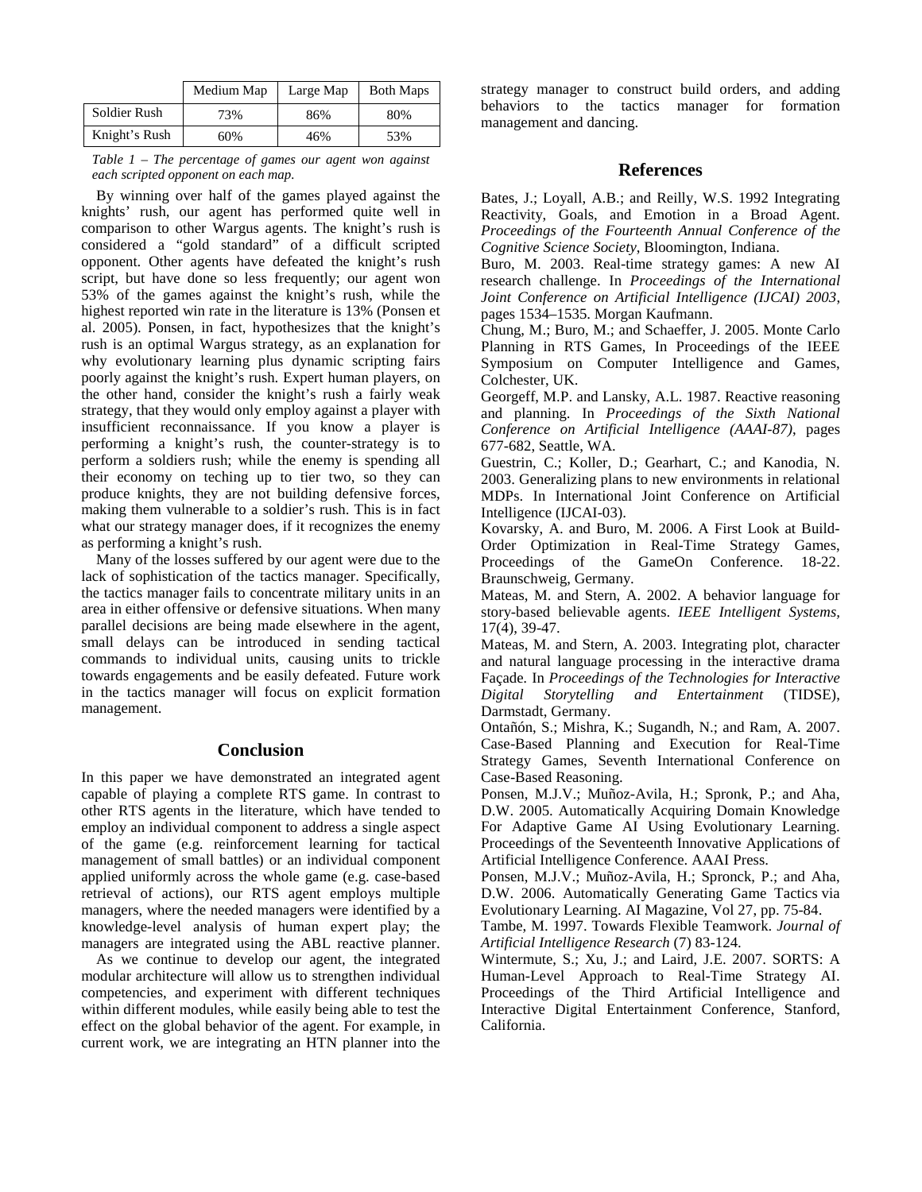| | Medium Map | Large Map | Both Maps |
|---|---|---|---|
| Soldier Rush | 73% | 86% | 80% |
| Knight's Rush | 60% | 46% | 53% |

*Table 1 – The percentage of games our agent won against each scripted opponent on each map.*

By winning over half of the games played against the knights' rush, our agent has performed quite well in comparison to other Wargus agents. The knight's rush is considered a "gold standard" of a difficult scripted opponent. Other agents have defeated the knight's rush script, but have done so less frequently; our agent won 53% of the games against the knight's rush, while the highest reported win rate in the literature is 13% (Ponsen et al. 2005). Ponsen, in fact, hypothesizes that the knight's rush is an optimal Wargus strategy, as an explanation for why evolutionary learning plus dynamic scripting fairs poorly against the knight's rush. Expert human players, on the other hand, consider the knight's rush a fairly weak strategy, that they would only employ against a player with insufficient reconnaissance. If you know a player is performing a knight's rush, the counter-strategy is to perform a soldiers rush; while the enemy is spending all their economy on teching up to tier two, so they can produce knights, they are not building defensive forces, making them vulnerable to a soldier's rush. This is in fact what our strategy manager does, if it recognizes the enemy as performing a knight's rush.

Many of the losses suffered by our agent were due to the lack of sophistication of the tactics manager. Specifically, the tactics manager fails to concentrate military units in an area in either offensive or defensive situations. When many parallel decisions are being made elsewhere in the agent, small delays can be introduced in sending tactical commands to individual units, causing units to trickle towards engagements and be easily defeated. Future work in the tactics manager will focus on explicit formation management.

## Conclusion

In this paper we have demonstrated an integrated agent capable of playing a complete RTS game. In contrast to other RTS agents in the literature, which have tended to employ an individual component to address a single aspect of the game (e.g. reinforcement learning for tactical management of small battles) or an individual component applied uniformly across the whole game (e.g. case-based retrieval of actions), our RTS agent employs multiple managers, where the needed managers were identified by a knowledge-level analysis of human expert play; the managers are integrated using the ABL reactive planner.

As we continue to develop our agent, the integrated modular architecture will allow us to strengthen individual competencies, and experiment with different techniques within different modules, while easily being able to test the effect on the global behavior of the agent. For example, in current work, we are integrating an HTN planner into the strategy manager to construct build orders, and adding behaviors to the tactics manager for formation management and dancing.

## References

Bates, J.; Loyall, A.B.; and Reilly, W.S. 1992 Integrating Reactivity, Goals, and Emotion in a Broad Agent. *Proceedings of the Fourteenth Annual Conference of the Cognitive Science Society*, Bloomington, Indiana.

Buro, M. 2003. Real-time strategy games: A new AI research challenge. In *Proceedings of the International Joint Conference on Artificial Intelligence (IJCAI) 2003*, pages 1534–1535. Morgan Kaufmann.

Chung, M.; Buro, M.; and Schaeffer, J. 2005. Monte Carlo Planning in RTS Games, In Proceedings of the IEEE Symposium on Computer Intelligence and Games, Colchester, UK.

Georgeff, M.P. and Lansky, A.L. 1987. Reactive reasoning and planning. In *Proceedings of the Sixth National Conference on Artificial Intelligence (AAAI-87)*, pages 677-682, Seattle, WA.

Guestrin, C.; Koller, D.; Gearhart, C.; and Kanodia, N. 2003. Generalizing plans to new environments in relational MDPs. In International Joint Conference on Artificial Intelligence (IJCAI-03).

Kovarsky, A. and Buro, M. 2006. A First Look at Build-Order Optimization in Real-Time Strategy Games, Proceedings of the GameOn Conference. 18-22. Braunschweig, Germany.

Mateas, M. and Stern, A. 2002. A behavior language for story-based believable agents. *IEEE Intelligent Systems*, 17(4), 39-47.

Mateas, M. and Stern, A. 2003. Integrating plot, character and natural language processing in the interactive drama Façade. In *Proceedings of the Technologies for Interactive Digital Storytelling and Entertainment* (TIDSE), Darmstadt, Germany.

Ontañón, S.; Mishra, K.; Sugandh, N.; and Ram, A. 2007. Case-Based Planning and Execution for Real-Time Strategy Games, Seventh International Conference on Case-Based Reasoning.

Ponsen, M.J.V.; Muñoz-Avila, H.; Spronk, P.; and Aha, D.W. 2005. Automatically Acquiring Domain Knowledge For Adaptive Game AI Using Evolutionary Learning. Proceedings of the Seventeenth Innovative Applications of Artificial Intelligence Conference. AAAI Press.

Ponsen, M.J.V.; Muñoz-Avila, H.; Spronck, P.; and Aha, D.W. 2006. Automatically Generating Game Tactics via Evolutionary Learning. AI Magazine, Vol 27, pp. 75-84.

Tambe, M. 1997. Towards Flexible Teamwork. *Journal of Artificial Intelligence Research* (7) 83-124.

Wintermute, S.; Xu, J.; and Laird, J.E. 2007. SORTS: A Human-Level Approach to Real-Time Strategy AI. Proceedings of the Third Artificial Intelligence and Interactive Digital Entertainment Conference, Stanford, California.